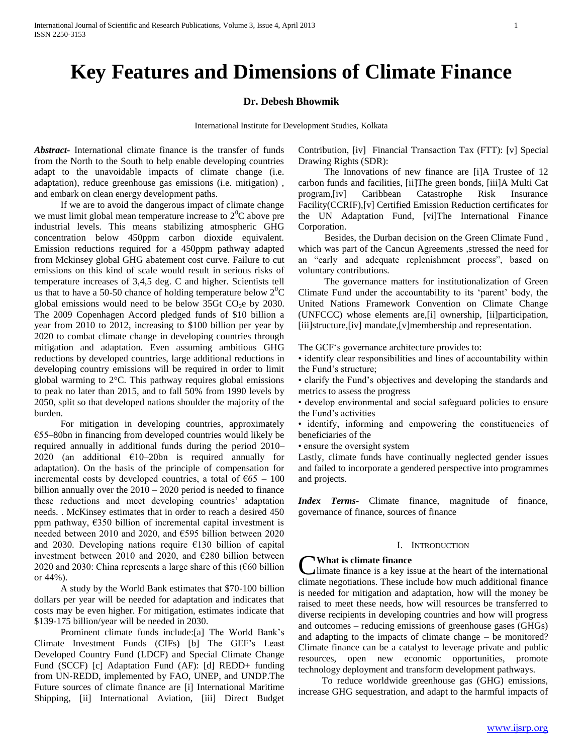# Key Features and Dimensions of Climate Finance

**Dr. Debesh Bhowmik**

International Institute for Development Studies, Kolkata

***Abstract***- International climate finance is the transfer of funds from the North to the South to help enable developing countries adapt to the unavoidable impacts of climate change (i.e. adaptation), reduce greenhouse gas emissions (i.e. mitigation) , and embark on clean energy development paths.

If we are to avoid the dangerous impact of climate change we must limit global mean temperature increase to $2^0$C above pre industrial levels. This means stabilizing atmospheric GHG concentration below 450ppm carbon dioxide equivalent. Emission reductions required for a 450ppm pathway adapted from Mckinsey global GHG abatement cost curve. Failure to cut emissions on this kind of scale would result in serious risks of temperature increases of 3,4,5 deg. C and higher. Scientists tell us that to have a 50-50 chance of holding temperature below $2^0$C global emissions would need to be below 35Gt $CO_2$e by 2030. The 2009 Copenhagen Accord pledged funds of $10 billion a year from 2010 to 2012, increasing to $100 billion per year by 2020 to combat climate change in developing countries through mitigation and adaptation. Even assuming ambitious GHG reductions by developed countries, large additional reductions in developing country emissions will be required in order to limit global warming to 2°C. This pathway requires global emissions to peak no later than 2015, and to fall 50% from 1990 levels by 2050, split so that developed nations shoulder the majority of the burden.

For mitigation in developing countries, approximately €55–80bn in financing from developed countries would likely be required annually in additional funds during the period 2010–2020 (an additional €10–20bn is required annually for adaptation). On the basis of the principle of compensation for incremental costs by developed countries, a total of €65 – 100 billion annually over the 2010 – 2020 period is needed to finance these reductions and meet developing countries' adaptation needs. . McKinsey estimates that in order to reach a desired 450 ppm pathway, €350 billion of incremental capital investment is needed between 2010 and 2020, and €595 billion between 2020 and 2030. Developing nations require €130 billion of capital investment between 2010 and 2020, and €280 billion between 2020 and 2030: China represents a large share of this (€60 billion or 44%).

A study by the World Bank estimates that $70-100 billion dollars per year will be needed for adaptation and indicates that costs may be even higher. For mitigation, estimates indicate that $139-175 billion/year will be needed in 2030.

Prominent climate funds include:[a] The World Bank's Climate Investment Funds (CIFs) [b] The GEF's Least Developed Country Fund (LDCF) and Special Climate Change Fund (SCCF) [c] Adaptation Fund (AF): [d] REDD+ funding from UN-REDD, implemented by FAO, UNEP, and UNDP.The Future sources of climate finance are [i] International Maritime Shipping, [ii] International Aviation, [iii] Direct Budget Contribution, [iv] Financial Transaction Tax (FTT): [v] Special Drawing Rights (SDR):

The Innovations of new finance are [i]A Trustee of 12 carbon funds and facilities, [ii]The green bonds, [iii]A Multi Cat program,[iv] Caribbean Catastrophe Risk Insurance Facility(CCRIF),[v] Certified Emission Reduction certificates for the UN Adaptation Fund, [vi]The International Finance Corporation.

Besides, the Durban decision on the Green Climate Fund , which was part of the Cancun Agreements ,stressed the need for an "early and adequate replenishment process", based on voluntary contributions.

The governance matters for institutionalization of Green Climate Fund under the accountability to its 'parent' body, the United Nations Framework Convention on Climate Change (UNFCCC) whose elements are,[i] ownership, [ii]participation, [iii]structure,[iv] mandate,[v]membership and representation.

The GCF's governance architecture provides to:

- identify clear responsibilities and lines of accountability within the Fund's structure;
- clarify the Fund's objectives and developing the standards and metrics to assess the progress
- develop environmental and social safeguard policies to ensure the Fund's activities
- identify, informing and empowering the constituencies of beneficiaries of the
- ensure the oversight system

Lastly, climate funds have continually neglected gender issues and failed to incorporate a gendered perspective into programmes and projects.

***Index Terms***- Climate finance, magnitude of finance, governance of finance, sources of finance

## I. Introduction

**What is climate finance**

Climate finance is a key issue at the heart of the international climate negotiations. These include how much additional finance is needed for mitigation and adaptation, how will the money be raised to meet these needs, how will resources be transferred to diverse recipients in developing countries and how will progress and outcomes – reducing emissions of greenhouse gases (GHGs) and adapting to the impacts of climate change – be monitored? Climate finance can be a catalyst to leverage private and public resources, open new economic opportunities, promote technology deployment and transform development pathways.

To reduce worldwide greenhouse gas (GHG) emissions, increase GHG sequestration, and adapt to the harmful impacts of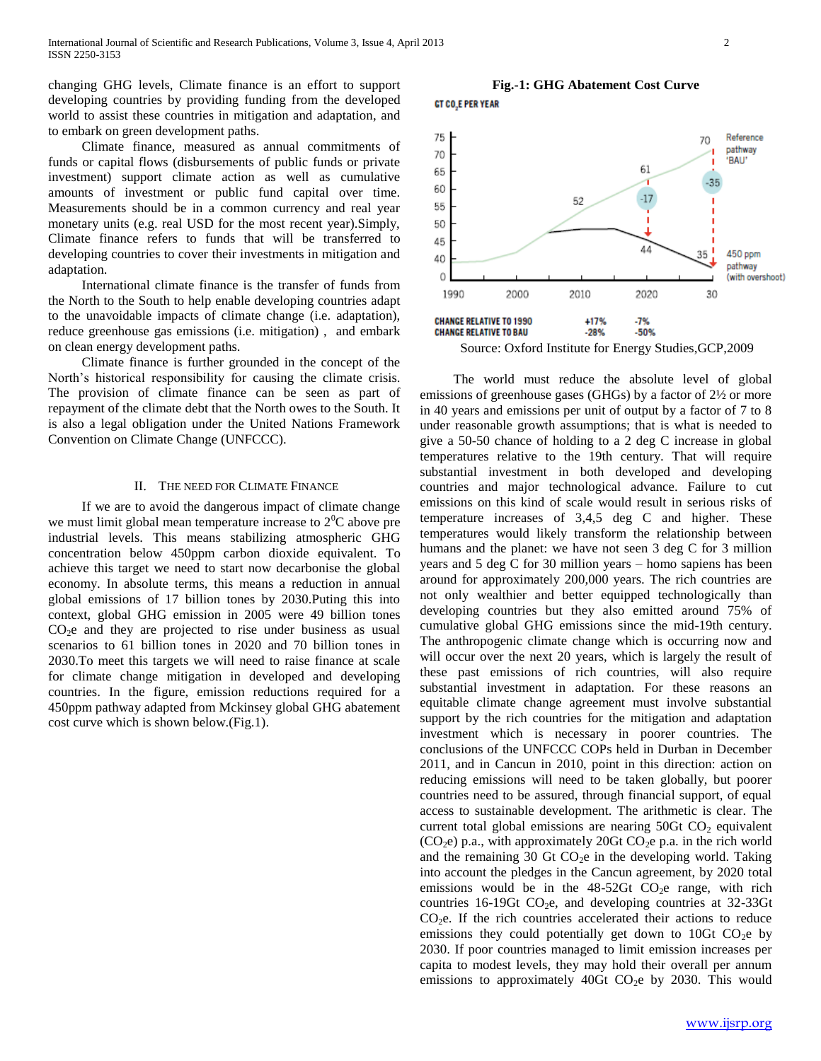changing GHG levels, Climate finance is an effort to support developing countries by providing funding from the developed world to assist these countries in mitigation and adaptation, and to embark on green development paths.

Climate finance, measured as annual commitments of funds or capital flows (disbursements of public funds or private investment) support climate action as well as cumulative amounts of investment or public fund capital over time. Measurements should be in a common currency and real year monetary units (e.g. real USD for the most recent year).Simply, Climate finance refers to funds that will be transferred to developing countries to cover their investments in mitigation and adaptation.

International climate finance is the transfer of funds from the North to the South to help enable developing countries adapt to the unavoidable impacts of climate change (i.e. adaptation), reduce greenhouse gas emissions (i.e. mitigation) , and embark on clean energy development paths.

Climate finance is further grounded in the concept of the North's historical responsibility for causing the climate crisis. The provision of climate finance can be seen as part of repayment of the climate debt that the North owes to the South. It is also a legal obligation under the United Nations Framework Convention on Climate Change (UNFCCC).

## II. The Need for Climate Finance

If we are to avoid the dangerous impact of climate change we must limit global mean temperature increase to $2^0$C above pre industrial levels. This means stabilizing atmospheric GHG concentration below 450ppm carbon dioxide equivalent. To achieve this target we need to start now decarbonise the global economy. In absolute terms, this means a reduction in annual global emissions of 17 billion tones by 2030.Puting this into context, global GHG emission in 2005 were 49 billion tones $CO_2$e and they are projected to rise under business as usual scenarios to 61 billion tones in 2020 and 70 billion tones in 2030.To meet this targets we will need to raise finance at scale for climate change mitigation in developed and developing countries. In the figure, emission reductions required for a 450ppm pathway adapted from Mckinsey global GHG abatement cost curve which is shown below.(Fig.1).

**Fig.-1: GHG Abatement Cost Curve**

GT $CO_2$E PER YEAR

| | 2020 | 2030 |
|---|---|---|
| Reference pathway 'BAU' | 61 | 70 |
| Reduction | -17 | -35 |
| 450 ppm pathway (with overshoot) | 44 | 35 |
| CHANGE RELATIVE TO 1990 | +17% | -7% |
| CHANGE RELATIVE TO BAU | -28% | -50% |

Source: Oxford Institute for Energy Studies,GCP,2009

The world must reduce the absolute level of global emissions of greenhouse gases (GHGs) by a factor of 2½ or more in 40 years and emissions per unit of output by a factor of 7 to 8 under reasonable growth assumptions; that is what is needed to give a 50-50 chance of holding to a 2 deg C increase in global temperatures relative to the 19th century. That will require substantial investment in both developed and developing countries and major technological advance. Failure to cut emissions on this kind of scale would result in serious risks of temperature increases of 3,4,5 deg C and higher. These temperatures would likely transform the relationship between humans and the planet: we have not seen 3 deg C for 3 million years and 5 deg C for 30 million years – homo sapiens has been around for approximately 200,000 years. The rich countries are not only wealthier and better equipped technologically than developing countries but they also emitted around 75% of cumulative global GHG emissions since the mid-19th century. The anthropogenic climate change which is occurring now and will occur over the next 20 years, which is largely the result of these past emissions of rich countries, will also require substantial investment in adaptation. For these reasons an equitable climate change agreement must involve substantial support by the rich countries for the mitigation and adaptation investment which is necessary in poorer countries. The conclusions of the UNFCCC COPs held in Durban in December 2011, and in Cancun in 2010, point in this direction: action on reducing emissions will need to be taken globally, but poorer countries need to be assured, through financial support, of equal access to sustainable development. The arithmetic is clear. The current total global emissions are nearing 50Gt $CO_2$ equivalent ($CO_2$e) p.a., with approximately 20Gt $CO_2$e p.a. in the rich world and the remaining 30 Gt $CO_2$e in the developing world. Taking into account the pledges in the Cancun agreement, by 2020 total emissions would be in the 48-52Gt $CO_2$e range, with rich countries 16-19Gt $CO_2$e, and developing countries at 32-33Gt $CO_2$e. If the rich countries accelerated their actions to reduce emissions they could potentially get down to 10Gt $CO_2$e by 2030. If poor countries managed to limit emission increases per capita to modest levels, they may hold their overall per annum emissions to approximately 40Gt $CO_2$e by 2030. This would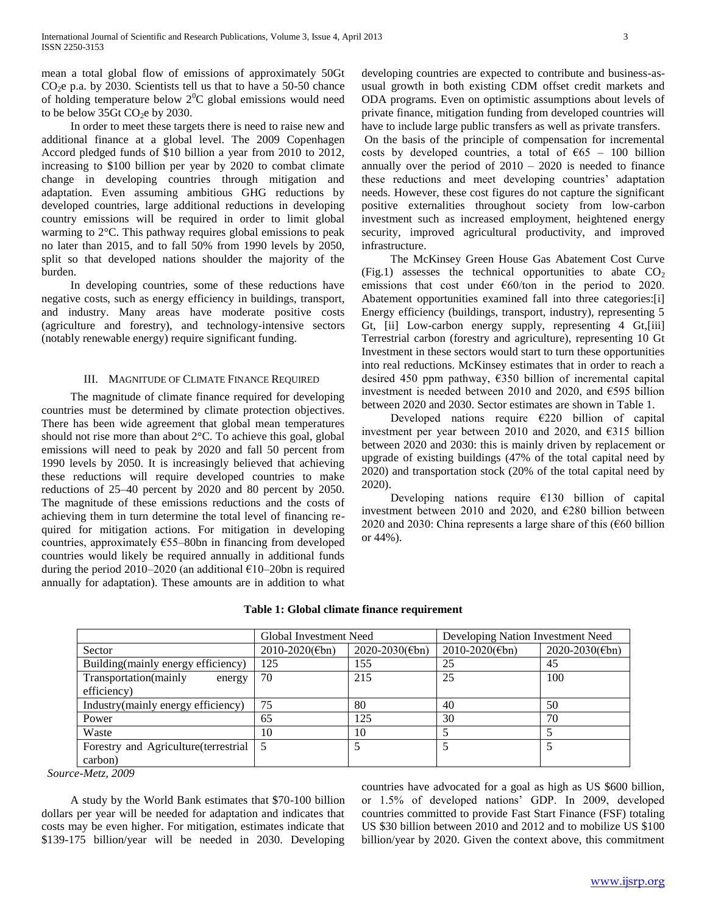mean a total global flow of emissions of approximately 50Gt $CO_2$e p.a. by 2030. Scientists tell us that to have a 50-50 chance of holding temperature below $2^0$C global emissions would need to be below 35Gt $CO_2$e by 2030.

In order to meet these targets there is need to raise new and additional finance at a global level. The 2009 Copenhagen Accord pledged funds of $10 billion a year from 2010 to 2012, increasing to $100 billion per year by 2020 to combat climate change in developing countries through mitigation and adaptation. Even assuming ambitious GHG reductions by developed countries, large additional reductions in developing country emissions will be required in order to limit global warming to 2°C. This pathway requires global emissions to peak no later than 2015, and to fall 50% from 1990 levels by 2050, split so that developed nations shoulder the majority of the burden.

In developing countries, some of these reductions have negative costs, such as energy efficiency in buildings, transport, and industry. Many areas have moderate positive costs (agriculture and forestry), and technology-intensive sectors (notably renewable energy) require significant funding.

## III. Magnitude of Climate Finance Required

The magnitude of climate finance required for developing countries must be determined by climate protection objectives. There has been wide agreement that global mean temperatures should not rise more than about 2°C. To achieve this goal, global emissions will need to peak by 2020 and fall 50 percent from 1990 levels by 2050. It is increasingly believed that achieving these reductions will require developed countries to make reductions of 25–40 percent by 2020 and 80 percent by 2050. The magnitude of these emissions reductions and the costs of achieving them in turn determine the total level of financing required for mitigation actions. For mitigation in developing countries, approximately €55–80bn in financing from developed countries would likely be required annually in additional funds during the period 2010–2020 (an additional €10–20bn is required annually for adaptation). These amounts are in addition to what developing countries are expected to contribute and business-as-usual growth in both existing CDM offset credit markets and ODA programs. Even on optimistic assumptions about levels of private finance, mitigation funding from developed countries will have to include large public transfers as well as private transfers.

On the basis of the principle of compensation for incremental costs by developed countries, a total of €65 – 100 billion annually over the period of 2010 – 2020 is needed to finance these reductions and meet developing countries' adaptation needs. However, these cost figures do not capture the significant positive externalities throughout society from low-carbon investment such as increased employment, heightened energy security, improved agricultural productivity, and improved infrastructure.

The McKinsey Green House Gas Abatement Cost Curve (Fig.1) assesses the technical opportunities to abate $CO_2$ emissions that cost under €60/ton in the period to 2020. Abatement opportunities examined fall into three categories:[i] Energy efficiency (buildings, transport, industry), representing 5 Gt, [ii] Low-carbon energy supply, representing 4 Gt,[iii] Terrestrial carbon (forestry and agriculture), representing 10 Gt Investment in these sectors would start to turn these opportunities into real reductions. McKinsey estimates that in order to reach a desired 450 ppm pathway, €350 billion of incremental capital investment is needed between 2010 and 2020, and €595 billion between 2020 and 2030. Sector estimates are shown in Table 1.

Developed nations require €220 billion of capital investment per year between 2010 and 2020, and €315 billion between 2020 and 2030: this is mainly driven by replacement or upgrade of existing buildings (47% of the total capital need by 2020) and transportation stock (20% of the total capital need by 2020).

Developing nations require €130 billion of capital investment between 2010 and 2020, and €280 billion between 2020 and 2030: China represents a large share of this (€60 billion or 44%).

**Table 1: Global climate finance requirement**

| | Global Investment Need | | Developing Nation Investment Need | |
|---|---|---|---|---|
| Sector | 2010-2020(€bn) | 2020-2030(€bn) | 2010-2020(€bn) | 2020-2030(€bn) |
| Building(mainly energy efficiency) | 125 | 155 | 25 | 45 |
| Transportation(mainly energy efficiency) | 70 | 215 | 25 | 100 |
| Industry(mainly energy efficiency) | 75 | 80 | 40 | 50 |
| Power | 65 | 125 | 30 | 70 |
| Waste | 10 | 10 | 5 | 5 |
| Forestry and Agriculture(terrestrial carbon) | 5 | 5 | 5 | 5 |

*Source-Metz, 2009*

A study by the World Bank estimates that $70-100 billion dollars per year will be needed for adaptation and indicates that costs may be even higher. For mitigation, estimates indicate that $139-175 billion/year will be needed in 2030. Developing countries have advocated for a goal as high as US $600 billion, or 1.5% of developed nations' GDP. In 2009, developed countries committed to provide Fast Start Finance (FSF) totaling US $30 billion between 2010 and 2012 and to mobilize US $100 billion/year by 2020. Given the context above, this commitment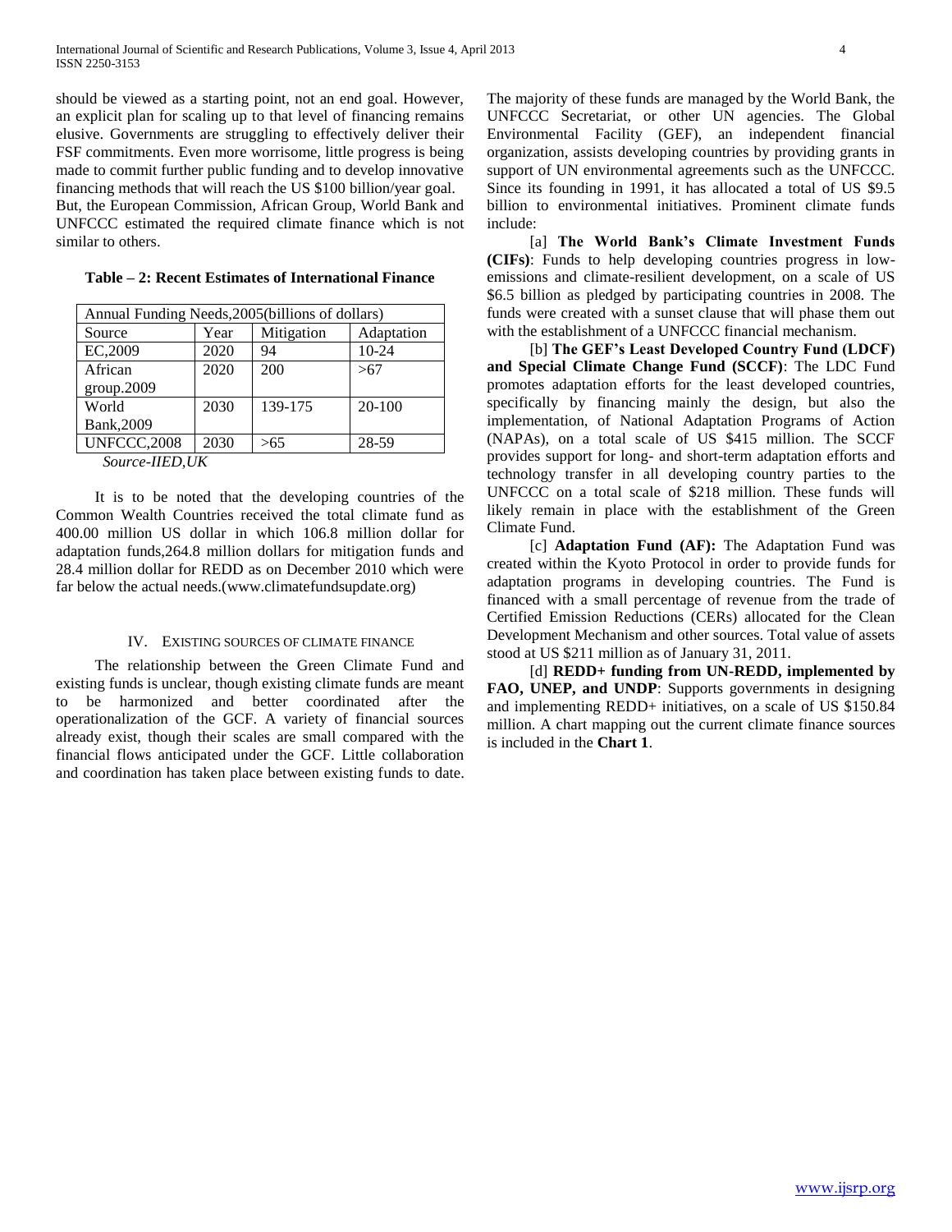should be viewed as a starting point, not an end goal. However, an explicit plan for scaling up to that level of financing remains elusive. Governments are struggling to effectively deliver their FSF commitments. Even more worrisome, little progress is being made to commit further public funding and to develop innovative financing methods that will reach the US $100 billion/year goal. But, the European Commission, African Group, World Bank and UNFCCC estimated the required climate finance which is not similar to others.

**Table – 2: Recent Estimates of International Finance**

| Annual Funding Needs,2005(billions of dollars) | | | |
|---|---|---|---|
| Source | Year | Mitigation | Adaptation |
| EC,2009 | 2020 | 94 | 10-24 |
| African group.2009 | 2020 | 200 | >67 |
| World Bank,2009 | 2030 | 139-175 | 20-100 |
| UNFCCC,2008 | 2030 | >65 | 28-59 |

*Source-IIED,UK*

It is to be noted that the developing countries of the Common Wealth Countries received the total climate fund as 400.00 million US dollar in which 106.8 million dollar for adaptation funds,264.8 million dollars for mitigation funds and 28.4 million dollar for REDD as on December 2010 which were far below the actual needs.(www.climatefundsupdate.org)

## IV. Existing Sources of Climate Finance

The relationship between the Green Climate Fund and existing funds is unclear, though existing climate funds are meant to be harmonized and better coordinated after the operationalization of the GCF. A variety of financial sources already exist, though their scales are small compared with the financial flows anticipated under the GCF. Little collaboration and coordination has taken place between existing funds to date. The majority of these funds are managed by the World Bank, the UNFCCC Secretariat, or other UN agencies. The Global Environmental Facility (GEF), an independent financial organization, assists developing countries by providing grants in support of UN environmental agreements such as the UNFCCC. Since its founding in 1991, it has allocated a total of US $9.5 billion to environmental initiatives. Prominent climate funds include:

[a] **The World Bank's Climate Investment Funds (CIFs)**: Funds to help developing countries progress in low-emissions and climate-resilient development, on a scale of US $6.5 billion as pledged by participating countries in 2008. The funds were created with a sunset clause that will phase them out with the establishment of a UNFCCC financial mechanism.

[b] **The GEF's Least Developed Country Fund (LDCF) and Special Climate Change Fund (SCCF)**: The LDC Fund promotes adaptation efforts for the least developed countries, specifically by financing mainly the design, but also the implementation, of National Adaptation Programs of Action (NAPAs), on a total scale of US $415 million. The SCCF provides support for long- and short-term adaptation efforts and technology transfer in all developing country parties to the UNFCCC on a total scale of $218 million. These funds will likely remain in place with the establishment of the Green Climate Fund.

[c] **Adaptation Fund (AF):** The Adaptation Fund was created within the Kyoto Protocol in order to provide funds for adaptation programs in developing countries. The Fund is financed with a small percentage of revenue from the trade of Certified Emission Reductions (CERs) allocated for the Clean Development Mechanism and other sources. Total value of assets stood at US $211 million as of January 31, 2011.

[d] **REDD+ funding from UN-REDD, implemented by FAO, UNEP, and UNDP**: Supports governments in designing and implementing REDD+ initiatives, on a scale of US $150.84 million. A chart mapping out the current climate finance sources is included in the **Chart 1**.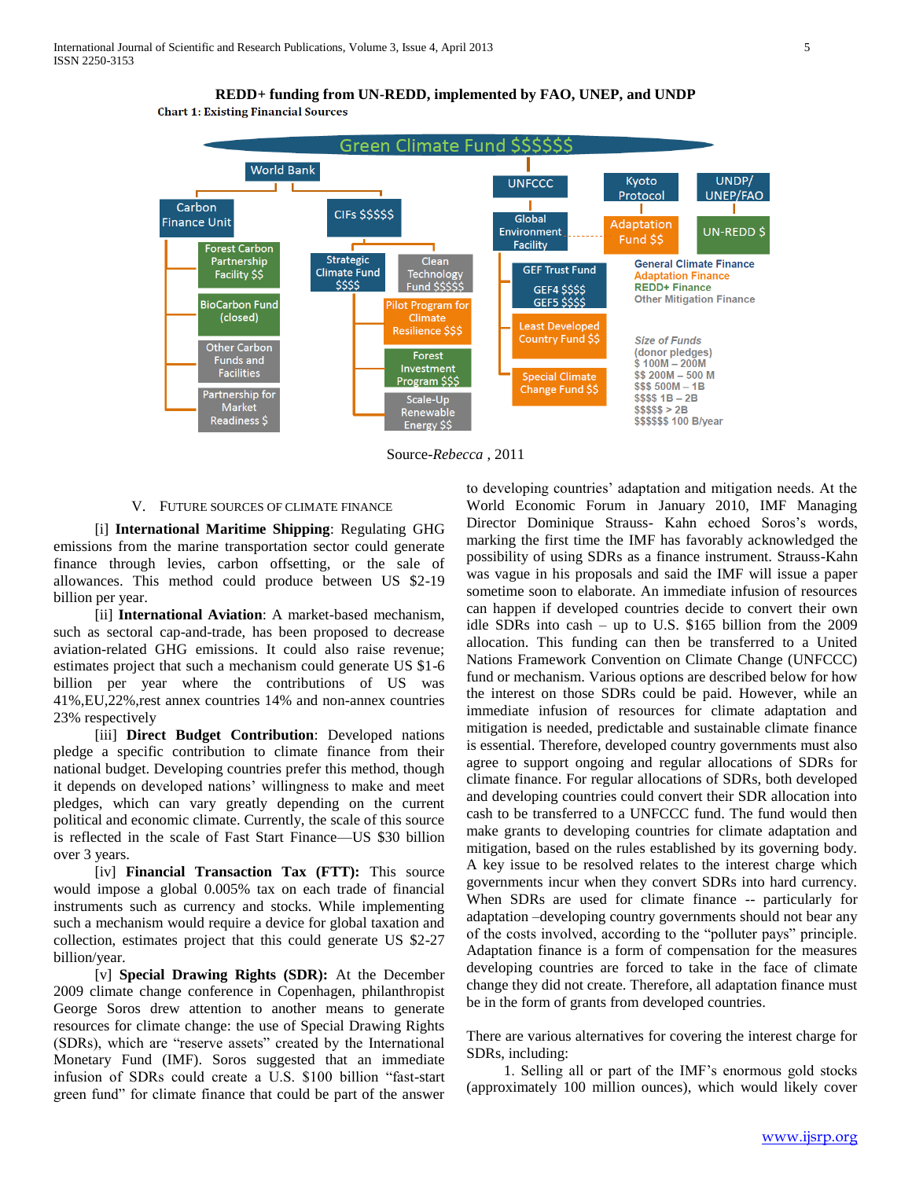**REDD+ funding from UN-REDD, implemented by FAO, UNEP, and UNDP**

**Chart 1: Existing Financial Sources**

Green Climate Fund $$$$$$

World Bank
- Carbon Finance Unit
  - Forest Carbon Partnership Facility $$
  - BioCarbon Fund (closed)
  - Other Carbon Funds and Facilities
  - Partnership for Market Readiness $
- CIFs $$$$$
  - Strategic Climate Fund $$$$
    - Pilot Program for Climate Resilience $$$
    - Forest Investment Program $$$
    - Scale-Up Renewable Energy $$
  - Clean Technology Fund $$$$$

UNFCCC
- Global Environment Facility
  - GEF Trust Fund GEF4 $$$$ GEF5 $$$$
  - Least Developed Country Fund $$
  - Special Climate Change Fund $$

Kyoto Protocol
- Adaptation Fund $$

UNDP/ UNEP/FAO
- UN-REDD $

General Climate Finance
Adaptation Finance
REDD+ Finance
Other Mitigation Finance

*Size of Funds* (donor pledges)
$ 100M – 200M
$$ 200M – 500 M
$$$ 500M – 1B
$$$$ 1B – 2B
$$$$$ > 2B
$$$$$$ 100 B/year

Source-*Rebecca* , 2011

## V. Future Sources of Climate Finance

[i] **International Maritime Shipping**: Regulating GHG emissions from the marine transportation sector could generate finance through levies, carbon offsetting, or the sale of allowances. This method could produce between US $2-19 billion per year.

[ii] **International Aviation**: A market-based mechanism, such as sectoral cap-and-trade, has been proposed to decrease aviation-related GHG emissions. It could also raise revenue; estimates project that such a mechanism could generate US $1-6 billion per year where the contributions of US was 41%,EU,22%,rest annex countries 14% and non-annex countries 23% respectively

[iii] **Direct Budget Contribution**: Developed nations pledge a specific contribution to climate finance from their national budget. Developing countries prefer this method, though it depends on developed nations' willingness to make and meet pledges, which can vary greatly depending on the current political and economic climate. Currently, the scale of this source is reflected in the scale of Fast Start Finance—US $30 billion over 3 years.

[iv] **Financial Transaction Tax (FTT):** This source would impose a global 0.005% tax on each trade of financial instruments such as currency and stocks. While implementing such a mechanism would require a device for global taxation and collection, estimates project that this could generate US $2-27 billion/year.

[v] **Special Drawing Rights (SDR):** At the December 2009 climate change conference in Copenhagen, philanthropist George Soros drew attention to another means to generate resources for climate change: the use of Special Drawing Rights (SDRs), which are "reserve assets" created by the International Monetary Fund (IMF). Soros suggested that an immediate infusion of SDRs could create a U.S. $100 billion "fast-start green fund" for climate finance that could be part of the answer to developing countries' adaptation and mitigation needs. At the World Economic Forum in January 2010, IMF Managing Director Dominique Strauss- Kahn echoed Soros's words, marking the first time the IMF has favorably acknowledged the possibility of using SDRs as a finance instrument. Strauss-Kahn was vague in his proposals and said the IMF will issue a paper sometime soon to elaborate. An immediate infusion of resources can happen if developed countries decide to convert their own idle SDRs into cash – up to U.S. $165 billion from the 2009 allocation. This funding can then be transferred to a United Nations Framework Convention on Climate Change (UNFCCC) fund or mechanism. Various options are described below for how the interest on those SDRs could be paid. However, while an immediate infusion of resources for climate adaptation and mitigation is needed, predictable and sustainable climate finance is essential. Therefore, developed country governments must also agree to support ongoing and regular allocations of SDRs for climate finance. For regular allocations of SDRs, both developed and developing countries could convert their SDR allocation into cash to be transferred to a UNFCCC fund. The fund would then make grants to developing countries for climate adaptation and mitigation, based on the rules established by its governing body. A key issue to be resolved relates to the interest charge which governments incur when they convert SDRs into hard currency. When SDRs are used for climate finance -- particularly for adaptation –developing country governments should not bear any of the costs involved, according to the "polluter pays" principle. Adaptation finance is a form of compensation for the measures developing countries are forced to take in the face of climate change they did not create. Therefore, all adaptation finance must be in the form of grants from developed countries.

There are various alternatives for covering the interest charge for SDRs, including:

1. Selling all or part of the IMF's enormous gold stocks (approximately 100 million ounces), which would likely cover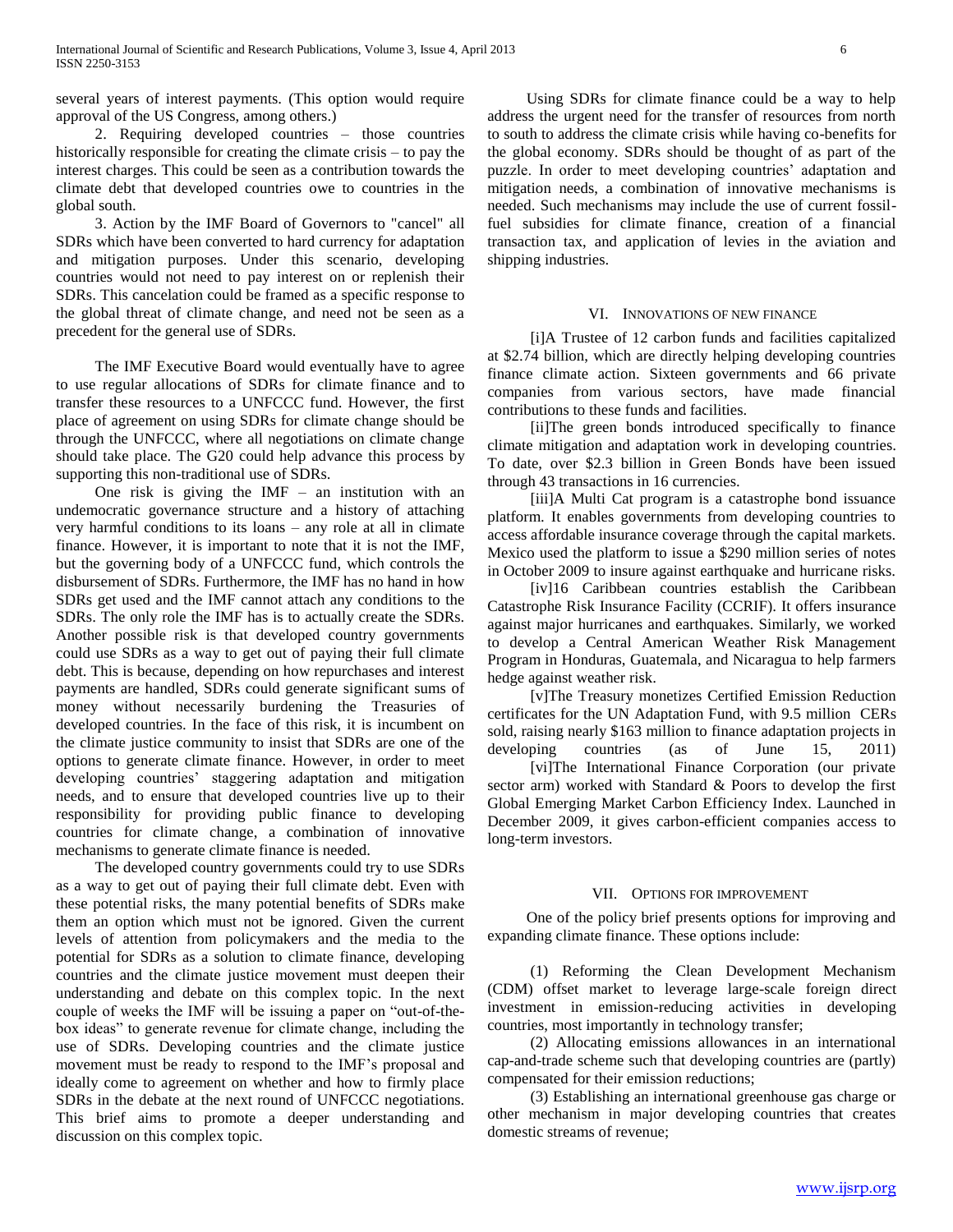several years of interest payments. (This option would require approval of the US Congress, among others.)

2. Requiring developed countries – those countries historically responsible for creating the climate crisis – to pay the interest charges. This could be seen as a contribution towards the climate debt that developed countries owe to countries in the global south.

3. Action by the IMF Board of Governors to "cancel" all SDRs which have been converted to hard currency for adaptation and mitigation purposes. Under this scenario, developing countries would not need to pay interest on or replenish their SDRs. This cancelation could be framed as a specific response to the global threat of climate change, and need not be seen as a precedent for the general use of SDRs.

The IMF Executive Board would eventually have to agree to use regular allocations of SDRs for climate finance and to transfer these resources to a UNFCCC fund. However, the first place of agreement on using SDRs for climate change should be through the UNFCCC, where all negotiations on climate change should take place. The G20 could help advance this process by supporting this non-traditional use of SDRs.

One risk is giving the IMF – an institution with an undemocratic governance structure and a history of attaching very harmful conditions to its loans – any role at all in climate finance. However, it is important to note that it is not the IMF, but the governing body of a UNFCCC fund, which controls the disbursement of SDRs. Furthermore, the IMF has no hand in how SDRs get used and the IMF cannot attach any conditions to the SDRs. The only role the IMF has is to actually create the SDRs. Another possible risk is that developed country governments could use SDRs as a way to get out of paying their full climate debt. This is because, depending on how repurchases and interest payments are handled, SDRs could generate significant sums of money without necessarily burdening the Treasuries of developed countries. In the face of this risk, it is incumbent on the climate justice community to insist that SDRs are one of the options to generate climate finance. However, in order to meet developing countries' staggering adaptation and mitigation needs, and to ensure that developed countries live up to their responsibility for providing public finance to developing countries for climate change, a combination of innovative mechanisms to generate climate finance is needed.

The developed country governments could try to use SDRs as a way to get out of paying their full climate debt. Even with these potential risks, the many potential benefits of SDRs make them an option which must not be ignored. Given the current levels of attention from policymakers and the media to the potential for SDRs as a solution to climate finance, developing countries and the climate justice movement must deepen their understanding and debate on this complex topic. In the next couple of weeks the IMF will be issuing a paper on "out-of-the-box ideas" to generate revenue for climate change, including the use of SDRs. Developing countries and the climate justice movement must be ready to respond to the IMF's proposal and ideally come to agreement on whether and how to firmly place SDRs in the debate at the next round of UNFCCC negotiations. This brief aims to promote a deeper understanding and discussion on this complex topic.

Using SDRs for climate finance could be a way to help address the urgent need for the transfer of resources from north to south to address the climate crisis while having co-benefits for the global economy. SDRs should be thought of as part of the puzzle. In order to meet developing countries' adaptation and mitigation needs, a combination of innovative mechanisms is needed. Such mechanisms may include the use of current fossil-fuel subsidies for climate finance, creation of a financial transaction tax, and application of levies in the aviation and shipping industries.

## VI. Innovations of New Finance

[i]A Trustee of 12 carbon funds and facilities capitalized at $2.74 billion, which are directly helping developing countries finance climate action. Sixteen governments and 66 private companies from various sectors, have made financial contributions to these funds and facilities.

[ii]The green bonds introduced specifically to finance climate mitigation and adaptation work in developing countries. To date, over $2.3 billion in Green Bonds have been issued through 43 transactions in 16 currencies.

[iii]A Multi Cat program is a catastrophe bond issuance platform. It enables governments from developing countries to access affordable insurance coverage through the capital markets. Mexico used the platform to issue a $290 million series of notes in October 2009 to insure against earthquake and hurricane risks.

[iv]16 Caribbean countries establish the Caribbean Catastrophe Risk Insurance Facility (CCRIF). It offers insurance against major hurricanes and earthquakes. Similarly, we worked to develop a Central American Weather Risk Management Program in Honduras, Guatemala, and Nicaragua to help farmers hedge against weather risk.

[v]The Treasury monetizes Certified Emission Reduction certificates for the UN Adaptation Fund, with 9.5 million CERs sold, raising nearly $163 million to finance adaptation projects in developing countries (as of June 15, 2011)

[vi]The International Finance Corporation (our private sector arm) worked with Standard & Poors to develop the first Global Emerging Market Carbon Efficiency Index. Launched in December 2009, it gives carbon-efficient companies access to long-term investors.

## VII. Options for Improvement

One of the policy brief presents options for improving and expanding climate finance. These options include:

(1) Reforming the Clean Development Mechanism (CDM) offset market to leverage large-scale foreign direct investment in emission-reducing activities in developing countries, most importantly in technology transfer;

(2) Allocating emissions allowances in an international cap-and-trade scheme such that developing countries are (partly) compensated for their emission reductions;

(3) Establishing an international greenhouse gas charge or other mechanism in major developing countries that creates domestic streams of revenue;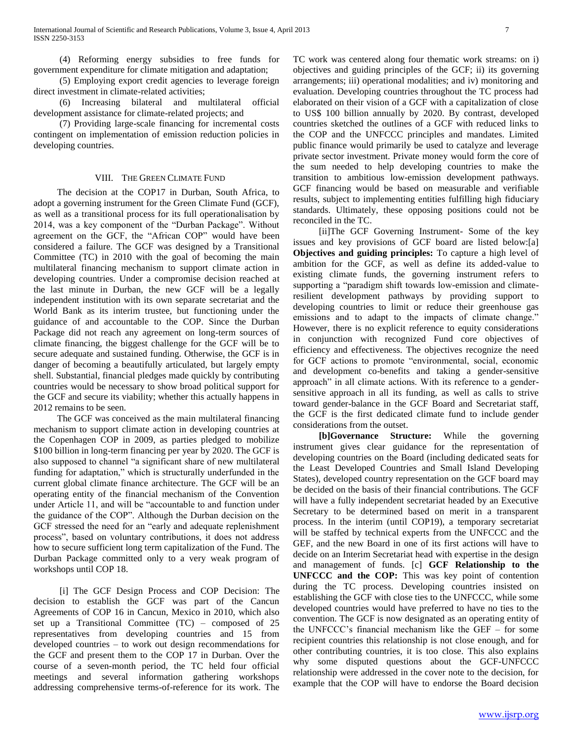(4) Reforming energy subsidies to free funds for government expenditure for climate mitigation and adaptation;

(5) Employing export credit agencies to leverage foreign direct investment in climate-related activities;

(6) Increasing bilateral and multilateral official development assistance for climate-related projects; and

(7) Providing large-scale financing for incremental costs contingent on implementation of emission reduction policies in developing countries.

## VIII. The Green Climate Fund

The decision at the COP17 in Durban, South Africa, to adopt a governing instrument for the Green Climate Fund (GCF), as well as a transitional process for its full operationalisation by 2014, was a key component of the "Durban Package". Without agreement on the GCF, the "African COP" would have been considered a failure. The GCF was designed by a Transitional Committee (TC) in 2010 with the goal of becoming the main multilateral financing mechanism to support climate action in developing countries. Under a compromise decision reached at the last minute in Durban, the new GCF will be a legally independent institution with its own separate secretariat and the World Bank as its interim trustee, but functioning under the guidance of and accountable to the COP. Since the Durban Package did not reach any agreement on long-term sources of climate financing, the biggest challenge for the GCF will be to secure adequate and sustained funding. Otherwise, the GCF is in danger of becoming a beautifully articulated, but largely empty shell. Substantial, financial pledges made quickly by contributing countries would be necessary to show broad political support for the GCF and secure its viability; whether this actually happens in 2012 remains to be seen.

The GCF was conceived as the main multilateral financing mechanism to support climate action in developing countries at the Copenhagen COP in 2009, as parties pledged to mobilize $100 billion in long-term financing per year by 2020. The GCF is also supposed to channel "a significant share of new multilateral funding for adaptation," which is structurally underfunded in the current global climate finance architecture. The GCF will be an operating entity of the financial mechanism of the Convention under Article 11, and will be "accountable to and function under the guidance of the COP". Although the Durban decision on the GCF stressed the need for an "early and adequate replenishment process", based on voluntary contributions, it does not address how to secure sufficient long term capitalization of the Fund. The Durban Package committed only to a very weak program of workshops until COP 18.

[i] The GCF Design Process and COP Decision: The decision to establish the GCF was part of the Cancun Agreements of COP 16 in Cancun, Mexico in 2010, which also set up a Transitional Committee (TC) – composed of 25 representatives from developing countries and 15 from developed countries – to work out design recommendations for the GCF and present them to the COP 17 in Durban. Over the course of a seven-month period, the TC held four official meetings and several information gathering workshops addressing comprehensive terms-of-reference for its work. The TC work was centered along four thematic work streams: on i) objectives and guiding principles of the GCF; ii) its governing arrangements; iii) operational modalities; and iv) monitoring and evaluation. Developing countries throughout the TC process had elaborated on their vision of a GCF with a capitalization of close to US$ 100 billion annually by 2020. By contrast, developed countries sketched the outlines of a GCF with reduced links to the COP and the UNFCCC principles and mandates. Limited public finance would primarily be used to catalyze and leverage private sector investment. Private money would form the core of the sum needed to help developing countries to make the transition to ambitious low-emission development pathways. GCF financing would be based on measurable and verifiable results, subject to implementing entities fulfilling high fiduciary standards. Ultimately, these opposing positions could not be reconciled in the TC.

[ii]The GCF Governing Instrument- Some of the key issues and key provisions of GCF board are listed below:[a] **Objectives and guiding principles:** To capture a high level of ambition for the GCF, as well as define its added-value to existing climate funds, the governing instrument refers to supporting a "paradigm shift towards low-emission and climate-resilient development pathways by providing support to developing countries to limit or reduce their greenhouse gas emissions and to adapt to the impacts of climate change." However, there is no explicit reference to equity considerations in conjunction with recognized Fund core objectives of efficiency and effectiveness. The objectives recognize the need for GCF actions to promote "environmental, social, economic and development co-benefits and taking a gender-sensitive approach" in all climate actions. With its reference to a gender-sensitive approach in all its funding, as well as calls to strive toward gender-balance in the GCF Board and Secretariat staff, the GCF is the first dedicated climate fund to include gender considerations from the outset.

**[b]Governance Structure:** While the governing instrument gives clear guidance for the representation of developing countries on the Board (including dedicated seats for the Least Developed Countries and Small Island Developing States), developed country representation on the GCF board may be decided on the basis of their financial contributions. The GCF will have a fully independent secretariat headed by an Executive Secretary to be determined based on merit in a transparent process. In the interim (until COP19), a temporary secretariat will be staffed by technical experts from the UNFCCC and the GEF, and the new Board in one of its first actions will have to decide on an Interim Secretariat head with expertise in the design and management of funds. [c] **GCF Relationship to the UNFCCC and the COP:** This was key point of contention during the TC process. Developing countries insisted on establishing the GCF with close ties to the UNFCCC, while some developed countries would have preferred to have no ties to the convention. The GCF is now designated as an operating entity of the UNFCCC's financial mechanism like the GEF – for some recipient countries this relationship is not close enough, and for other contributing countries, it is too close. This also explains why some disputed questions about the GCF-UNFCCC relationship were addressed in the cover note to the decision, for example that the COP will have to endorse the Board decision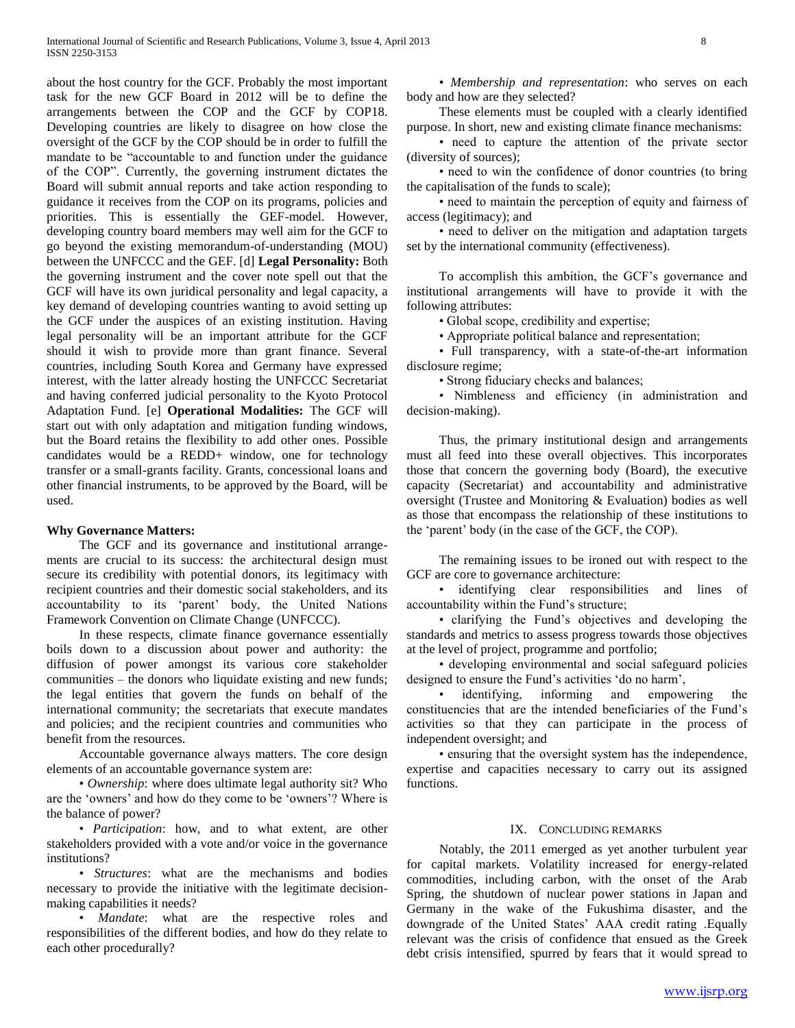about the host country for the GCF. Probably the most important task for the new GCF Board in 2012 will be to define the arrangements between the COP and the GCF by COP18. Developing countries are likely to disagree on how close the oversight of the GCF by the COP should be in order to fulfill the mandate to be "accountable to and function under the guidance of the COP". Currently, the governing instrument dictates the Board will submit annual reports and take action responding to guidance it receives from the COP on its programs, policies and priorities. This is essentially the GEF-model. However, developing country board members may well aim for the GCF to go beyond the existing memorandum-of-understanding (MOU) between the UNFCCC and the GEF. [d] **Legal Personality:** Both the governing instrument and the cover note spell out that the GCF will have its own juridical personality and legal capacity, a key demand of developing countries wanting to avoid setting up the GCF under the auspices of an existing institution. Having legal personality will be an important attribute for the GCF should it wish to provide more than grant finance. Several countries, including South Korea and Germany have expressed interest, with the latter already hosting the UNFCCC Secretariat and having conferred judicial personality to the Kyoto Protocol Adaptation Fund. [e] **Operational Modalities:** The GCF will start out with only adaptation and mitigation funding windows, but the Board retains the flexibility to add other ones. Possible candidates would be a REDD+ window, one for technology transfer or a small-grants facility. Grants, concessional loans and other financial instruments, to be approved by the Board, will be used.

**Why Governance Matters:**

The GCF and its governance and institutional arrangements are crucial to its success: the architectural design must secure its credibility with potential donors, its legitimacy with recipient countries and their domestic social stakeholders, and its accountability to its 'parent' body, the United Nations Framework Convention on Climate Change (UNFCCC).

In these respects, climate finance governance essentially boils down to a discussion about power and authority: the diffusion of power amongst its various core stakeholder communities – the donors who liquidate existing and new funds; the legal entities that govern the funds on behalf of the international community; the secretariats that execute mandates and policies; and the recipient countries and communities who benefit from the resources.

Accountable governance always matters. The core design elements of an accountable governance system are:

- *Ownership*: where does ultimate legal authority sit? Who are the 'owners' and how do they come to be 'owners'? Where is the balance of power?
- *Participation*: how, and to what extent, are other stakeholders provided with a vote and/or voice in the governance institutions?
- *Structures*: what are the mechanisms and bodies necessary to provide the initiative with the legitimate decision-making capabilities it needs?
- *Mandate*: what are the respective roles and responsibilities of the different bodies, and how do they relate to each other procedurally?
- *Membership and representation*: who serves on each body and how are they selected?

These elements must be coupled with a clearly identified purpose. In short, new and existing climate finance mechanisms:

- need to capture the attention of the private sector (diversity of sources);
- need to win the confidence of donor countries (to bring the capitalisation of the funds to scale);
- need to maintain the perception of equity and fairness of access (legitimacy); and
- need to deliver on the mitigation and adaptation targets set by the international community (effectiveness).

To accomplish this ambition, the GCF's governance and institutional arrangements will have to provide it with the following attributes:

- Global scope, credibility and expertise;
- Appropriate political balance and representation;
- Full transparency, with a state-of-the-art information disclosure regime;
- Strong fiduciary checks and balances;
- Nimbleness and efficiency (in administration and decision-making).

Thus, the primary institutional design and arrangements must all feed into these overall objectives. This incorporates those that concern the governing body (Board), the executive capacity (Secretariat) and accountability and administrative oversight (Trustee and Monitoring & Evaluation) bodies as well as those that encompass the relationship of these institutions to the 'parent' body (in the case of the GCF, the COP).

The remaining issues to be ironed out with respect to the GCF are core to governance architecture:

- identifying clear responsibilities and lines of accountability within the Fund's structure;
- clarifying the Fund's objectives and developing the standards and metrics to assess progress towards those objectives at the level of project, programme and portfolio;
- developing environmental and social safeguard policies designed to ensure the Fund's activities 'do no harm',
- identifying, informing and empowering the constituencies that are the intended beneficiaries of the Fund's activities so that they can participate in the process of independent oversight; and
- ensuring that the oversight system has the independence, expertise and capacities necessary to carry out its assigned functions.

## IX. Concluding Remarks

Notably, the 2011 emerged as yet another turbulent year for capital markets. Volatility increased for energy-related commodities, including carbon, with the onset of the Arab Spring, the shutdown of nuclear power stations in Japan and Germany in the wake of the Fukushima disaster, and the downgrade of the United States' AAA credit rating .Equally relevant was the crisis of confidence that ensued as the Greek debt crisis intensified, spurred by fears that it would spread to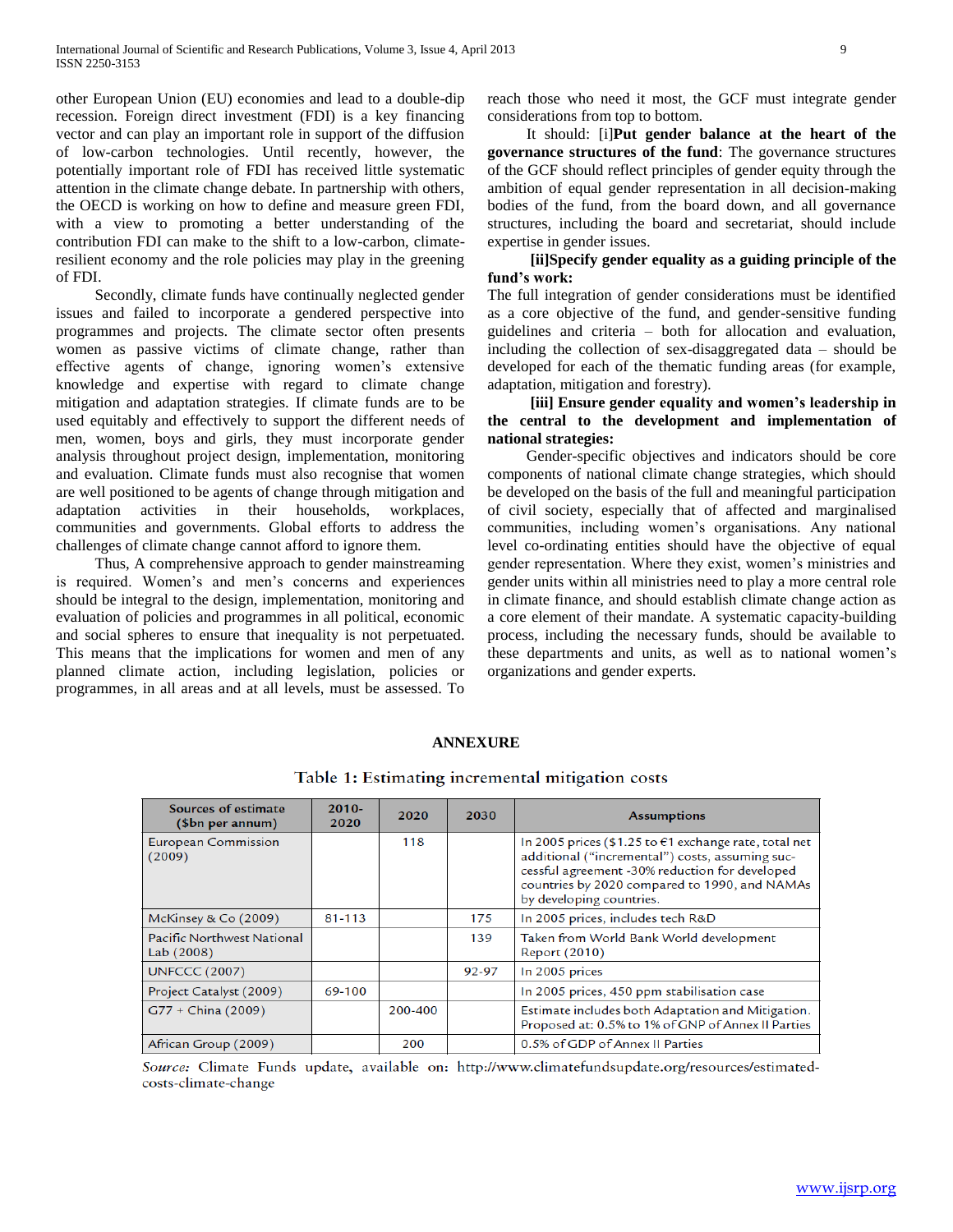other European Union (EU) economies and lead to a double-dip recession. Foreign direct investment (FDI) is a key financing vector and can play an important role in support of the diffusion of low-carbon technologies. Until recently, however, the potentially important role of FDI has received little systematic attention in the climate change debate. In partnership with others, the OECD is working on how to define and measure green FDI, with a view to promoting a better understanding of the contribution FDI can make to the shift to a low-carbon, climate-resilient economy and the role policies may play in the greening of FDI.

Secondly, climate funds have continually neglected gender issues and failed to incorporate a gendered perspective into programmes and projects. The climate sector often presents women as passive victims of climate change, rather than effective agents of change, ignoring women's extensive knowledge and expertise with regard to climate change mitigation and adaptation strategies. If climate funds are to be used equitably and effectively to support the different needs of men, women, boys and girls, they must incorporate gender analysis throughout project design, implementation, monitoring and evaluation. Climate funds must also recognise that women are well positioned to be agents of change through mitigation and adaptation activities in their households, workplaces, communities and governments. Global efforts to address the challenges of climate change cannot afford to ignore them.

Thus, A comprehensive approach to gender mainstreaming is required. Women's and men's concerns and experiences should be integral to the design, implementation, monitoring and evaluation of policies and programmes in all political, economic and social spheres to ensure that inequality is not perpetuated. This means that the implications for women and men of any planned climate action, including legislation, policies or programmes, in all areas and at all levels, must be assessed. To reach those who need it most, the GCF must integrate gender considerations from top to bottom.

It should: [i]**Put gender balance at the heart of the governance structures of the fund**: The governance structures of the GCF should reflect principles of gender equity through the ambition of equal gender representation in all decision-making bodies of the fund, from the board down, and all governance structures, including the board and secretariat, should include expertise in gender issues.

**[ii]Specify gender equality as a guiding principle of the fund's work:**
The full integration of gender considerations must be identified as a core objective of the fund, and gender-sensitive funding guidelines and criteria – both for allocation and evaluation, including the collection of sex-disaggregated data – should be developed for each of the thematic funding areas (for example, adaptation, mitigation and forestry).

**[iii] Ensure gender equality and women's leadership in the central to the development and implementation of national strategies:**

Gender-specific objectives and indicators should be core components of national climate change strategies, which should be developed on the basis of the full and meaningful participation of civil society, especially that of affected and marginalised communities, including women's organisations. Any national level co-ordinating entities should have the objective of equal gender representation. Where they exist, women's ministries and gender units within all ministries need to play a more central role in climate finance, and should establish climate change action as a core element of their mandate. A systematic capacity-building process, including the necessary funds, should be available to these departments and units, as well as to national women's organizations and gender experts.

## ANNEXURE

Table 1: Estimating incremental mitigation costs

| Sources of estimate ($bn per annum) | 2010-2020 | 2020 | 2030 | Assumptions |
|---|---|---|---|---|
| European Commission (2009) | | 118 | | In 2005 prices ($1.25 to €1 exchange rate, total net additional ("incremental") costs, assuming successful agreement -30% reduction for developed countries by 2020 compared to 1990, and NAMAs by developing countries. |
| McKinsey & Co (2009) | 81-113 | | 175 | In 2005 prices, includes tech R&D |
| Pacific Northwest National Lab (2008) | | | 139 | Taken from World Bank World development Report (2010) |
| UNFCCC (2007) | | | 92-97 | In 2005 prices |
| Project Catalyst (2009) | 69-100 | | | In 2005 prices, 450 ppm stabilisation case |
| G77 + China (2009) | | 200-400 | | Estimate includes both Adaptation and Mitigation. Proposed at: 0.5% to 1% of GNP of Annex II Parties |
| African Group (2009) | | 200 | | 0.5% of GDP of Annex II Parties |

*Source:* Climate Funds update, available on: http://www.climatefundsupdate.org/resources/estimated-costs-climate-change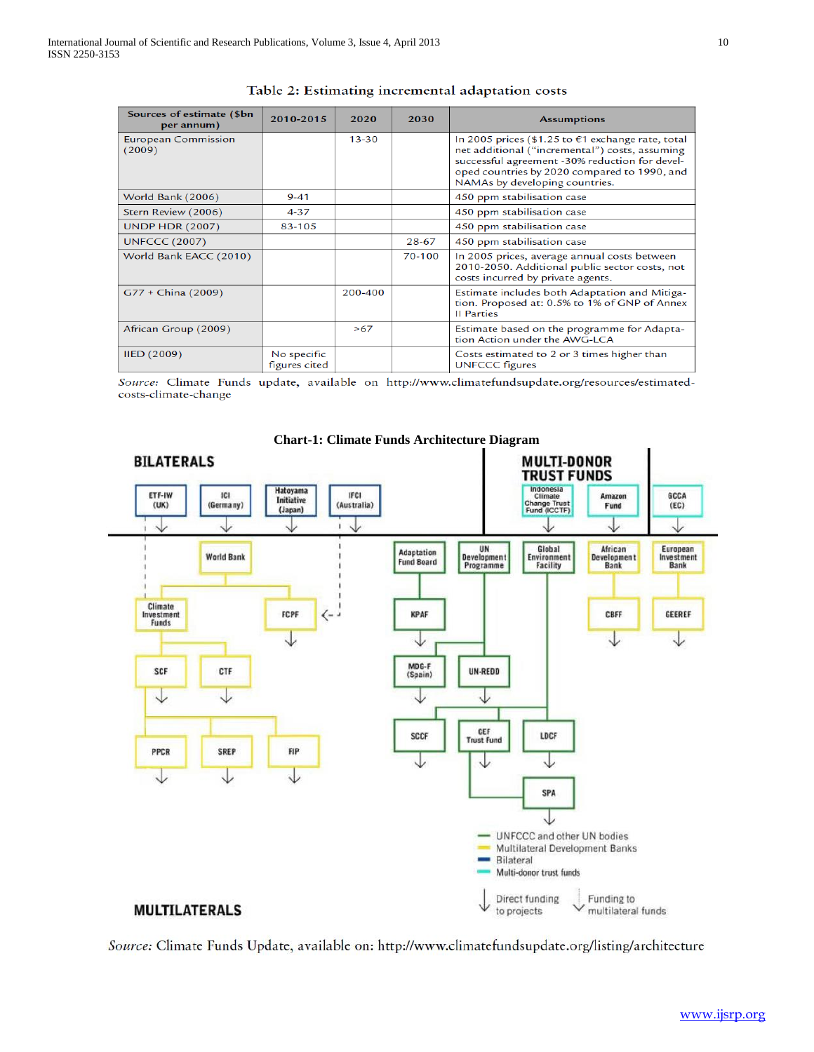Table 2: Estimating incremental adaptation costs

| Sources of estimate ($bn per annum) | 2010-2015 | 2020 | 2030 | Assumptions |
|---|---|---|---|---|
| European Commission (2009) | | 13-30 | | In 2005 prices ($1.25 to €1 exchange rate, total net additional ("incremental") costs, assuming successful agreement -30% reduction for developed countries by 2020 compared to 1990, and NAMAs by developing countries. |
| World Bank (2006) | 9-41 | | | 450 ppm stabilisation case |
| Stern Review (2006) | 4-37 | | | 450 ppm stabilisation case |
| UNDP HDR (2007) | 83-105 | | | 450 ppm stabilisation case |
| UNFCCC (2007) | | | 28-67 | 450 ppm stabilisation case |
| World Bank EACC (2010) | | | 70-100 | In 2005 prices, average annual costs between 2010-2050. Additional public sector costs, not costs incurred by private agents. |
| G77 + China (2009) | | 200-400 | | Estimate includes both Adaptation and Mitigation. Proposed at: 0.5% to 1% of GNP of Annex II Parties |
| African Group (2009) | | >67 | | Estimate based on the programme for Adaptation Action under the AWG-LCA |
| IIED (2009) | No specific figures cited | | | Costs estimated to 2 or 3 times higher than UNFCCC figures |

*Source:* Climate Funds update, available on http://www.climatefundsupdate.org/resources/estimated-costs-climate-change

**Chart-1: Climate Funds Architecture Diagram**

*Source:* Climate Funds Update, available on: http://www.climatefundsupdate.org/listing/architecture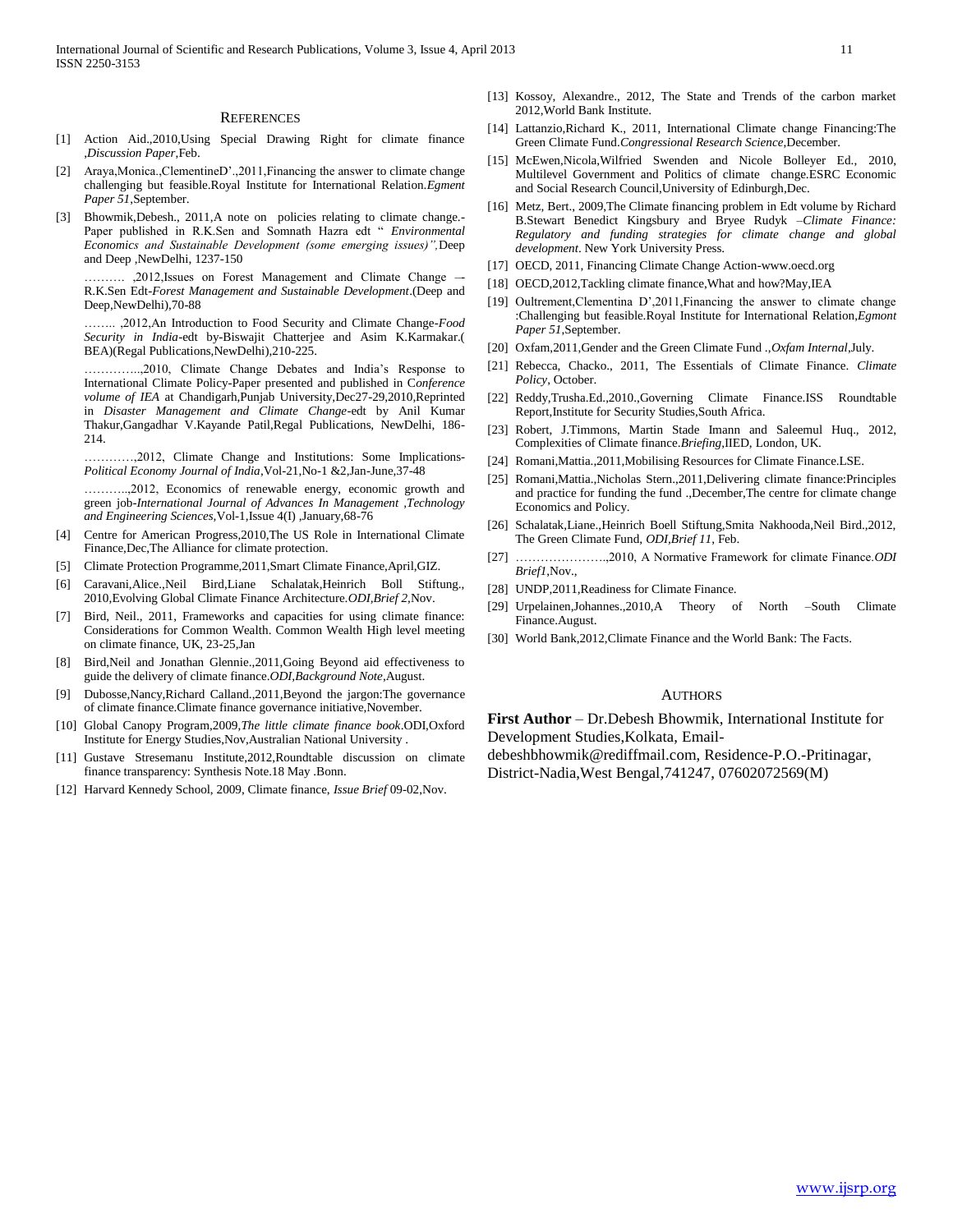## References

[1] Action Aid.,2010,Using Special Drawing Right for climate finance ,*Discussion Paper*,Feb.

[2] Araya,Monica.,ClementineD'.,2011,Financing the answer to climate change challenging but feasible.Royal Institute for International Relation.*Egment Paper 51*,September.

[3] Bhowmik,Debesh., 2011,A note on policies relating to climate change.-Paper published in R.K.Sen and Somnath Hazra edt " *Environmental Economics and Sustainable Development (some emerging issues)",*Deep and Deep ,NewDelhi, 1237-150

………. ,2012,Issues on Forest Management and Climate Change –-R.K.Sen Edt-*Forest Management and Sustainable Development*.(Deep and Deep,NewDelhi),70-88

…….. ,2012,An Introduction to Food Security and Climate Change-*Food Security in India*-edt by-Biswajit Chatterjee and Asim K.Karmakar.( BEA)(Regal Publications,NewDelhi),210-225.

…………..,2010, Climate Change Debates and India's Response to International Climate Policy-Paper presented and published in C*onference volume of IEA* at Chandigarh,Punjab University,Dec27-29,2010,Reprinted in *Disaster Management and Climate Change*-edt by Anil Kumar Thakur,Gangadhar V.Kayande Patil,Regal Publications, NewDelhi, 186-214.

…………,2012, Climate Change and Institutions: Some Implications-*Political Economy Journal of India*,Vol-21,No-1 &2,Jan-June,37-48

………..,2012, Economics of renewable energy, economic growth and green job-*International Journal of Advances In Management ,Technology and Engineering Sciences,*Vol-1,Issue 4(I) ,January,68-76

[4] Centre for American Progress,2010,The US Role in International Climate Finance,Dec,The Alliance for climate protection.

[5] Climate Protection Programme,2011,Smart Climate Finance,April,GIZ.

[6] Caravani,Alice.,Neil Bird,Liane Schalatak,Heinrich Boll Stiftung., 2010,Evolving Global Climate Finance Architecture.*ODI,Brief 2*,Nov.

[7] Bird, Neil., 2011, Frameworks and capacities for using climate finance: Considerations for Common Wealth. Common Wealth High level meeting on climate finance, UK, 23-25,Jan

[8] Bird,Neil and Jonathan Glennie.,2011,Going Beyond aid effectiveness to guide the delivery of climate finance.*ODI,Background Note*,August.

[9] Dubosse,Nancy,Richard Calland.,2011,Beyond the jargon:The governance of climate finance.Climate finance governance initiative,November.

[10] Global Canopy Program,2009,*The little climate finance book*.ODI,Oxford Institute for Energy Studies,Nov,Australian National University .

[11] Gustave Stresemanu Institute,2012,Roundtable discussion on climate finance transparency: Synthesis Note.18 May .Bonn.

[12] Harvard Kennedy School, 2009, Climate finance, *Issue Brief* 09-02,Nov.

[13] Kossoy, Alexandre., 2012, The State and Trends of the carbon market 2012,World Bank Institute.

[14] Lattanzio,Richard K., 2011, International Climate change Financing:The Green Climate Fund.*Congressional Research Science*,December.

[15] McEwen,Nicola,Wilfried Swenden and Nicole Bolleyer Ed., 2010, Multilevel Government and Politics of climate change.ESRC Economic and Social Research Council,University of Edinburgh,Dec.

[16] Metz, Bert., 2009,The Climate financing problem in Edt volume by Richard B.Stewart Benedict Kingsbury and Bryee Rudyk –*Climate Finance: Regulatory and funding strategies for climate change and global development*. New York University Press.

[17] OECD, 2011, Financing Climate Change Action-www.oecd.org

[18] OECD,2012,Tackling climate finance,What and how?May,IEA

[19] Oultrement,Clementina D',2011,Financing the answer to climate change :Challenging but feasible.Royal Institute for International Relation,*Egmont Paper 51*,September.

[20] Oxfam,2011,Gender and the Green Climate Fund .,*Oxfam Internal*,July.

[21] Rebecca, Chacko., 2011, The Essentials of Climate Finance. *Climate Policy*, October.

[22] Reddy,Trusha.Ed.,2010.,Governing Climate Finance.ISS Roundtable Report,Institute for Security Studies,South Africa.

[23] Robert, J.Timmons, Martin Stade Imann and Saleemul Huq., 2012, Complexities of Climate finance.*Briefing*,IIED, London, UK.

[24] Romani,Mattia.,2011,Mobilising Resources for Climate Finance.LSE.

[25] Romani,Mattia.,Nicholas Stern.,2011,Delivering climate finance:Principles and practice for funding the fund .,December,The centre for climate change Economics and Policy.

[26] Schalatak,Liane.,Heinrich Boell Stiftung,Smita Nakhooda,Neil Bird.,2012, The Green Climate Fund, *ODI,Brief 11*, Feb.

[27] …………………..,2010, A Normative Framework for climate Finance.*ODI Brief1*,Nov.,

[28] UNDP,2011,Readiness for Climate Finance.

[29] Urpelainen,Johannes.,2010,A Theory of North –South Climate Finance.August.

[30] World Bank,2012,Climate Finance and the World Bank: The Facts.

## Authors

**First Author** – Dr.Debesh Bhowmik, International Institute for Development Studies,Kolkata, Email-debeshbhowmik@rediffmail.com, Residence-P.O.-Pritinagar, District-Nadia,West Bengal,741247, 07602072569(M)